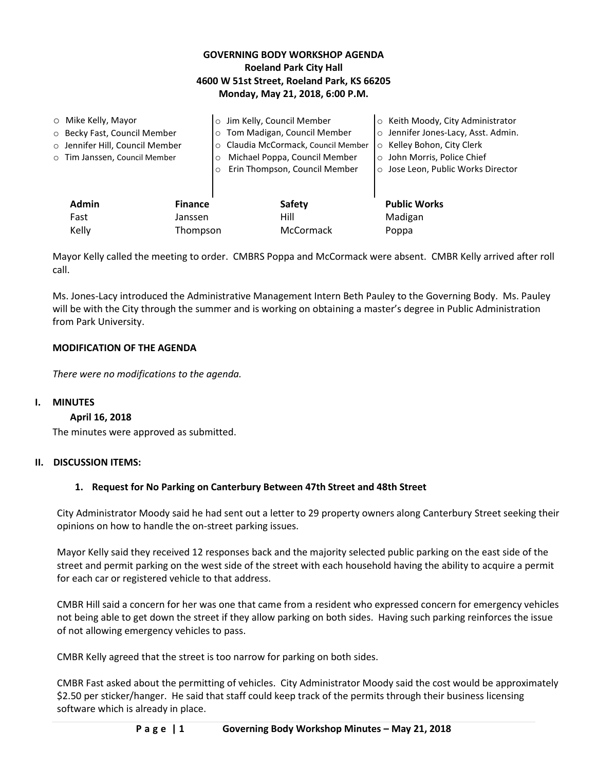**GOVERNING BODY WORKSHOP AGENDA**
**Roeland Park City Hall**
**4600 W 51st Street, Roeland Park, KS 66205**
**Monday, May 21, 2018, 6:00 P.M.**

- Mike Kelly, Mayor
- Becky Fast, Council Member
- Jennifer Hill, Council Member
- Tim Janssen, Council Member
- Jim Kelly, Council Member
- Tom Madigan, Council Member
- Claudia McCormack, Council Member
- Michael Poppa, Council Member
- Erin Thompson, Council Member
- Keith Moody, City Administrator
- Jennifer Jones-Lacy, Asst. Admin.
- Kelley Bohon, City Clerk
- John Morris, Police Chief
- Jose Leon, Public Works Director

| Admin | Finance | Safety | Public Works |
|---|---|---|---|
| Fast | Janssen | Hill | Madigan |
| Kelly | Thompson | McCormack | Poppa |

Mayor Kelly called the meeting to order. CMBRS Poppa and McCormack were absent. CMBR Kelly arrived after roll call.

Ms. Jones-Lacy introduced the Administrative Management Intern Beth Pauley to the Governing Body. Ms. Pauley will be with the City through the summer and is working on obtaining a master's degree in Public Administration from Park University.

### MODIFICATION OF THE AGENDA

*There were no modifications to the agenda.*

### I. MINUTES

**April 16, 2018**

The minutes were approved as submitted.

### II. DISCUSSION ITEMS:

#### 1. Request for No Parking on Canterbury Between 47th Street and 48th Street

City Administrator Moody said he had sent out a letter to 29 property owners along Canterbury Street seeking their opinions on how to handle the on-street parking issues.

Mayor Kelly said they received 12 responses back and the majority selected public parking on the east side of the street and permit parking on the west side of the street with each household having the ability to acquire a permit for each car or registered vehicle to that address.

CMBR Hill said a concern for her was one that came from a resident who expressed concern for emergency vehicles not being able to get down the street if they allow parking on both sides. Having such parking reinforces the issue of not allowing emergency vehicles to pass.

CMBR Kelly agreed that the street is too narrow for parking on both sides.

CMBR Fast asked about the permitting of vehicles. City Administrator Moody said the cost would be approximately $2.50 per sticker/hanger. He said that staff could keep track of the permits through their business licensing software which is already in place.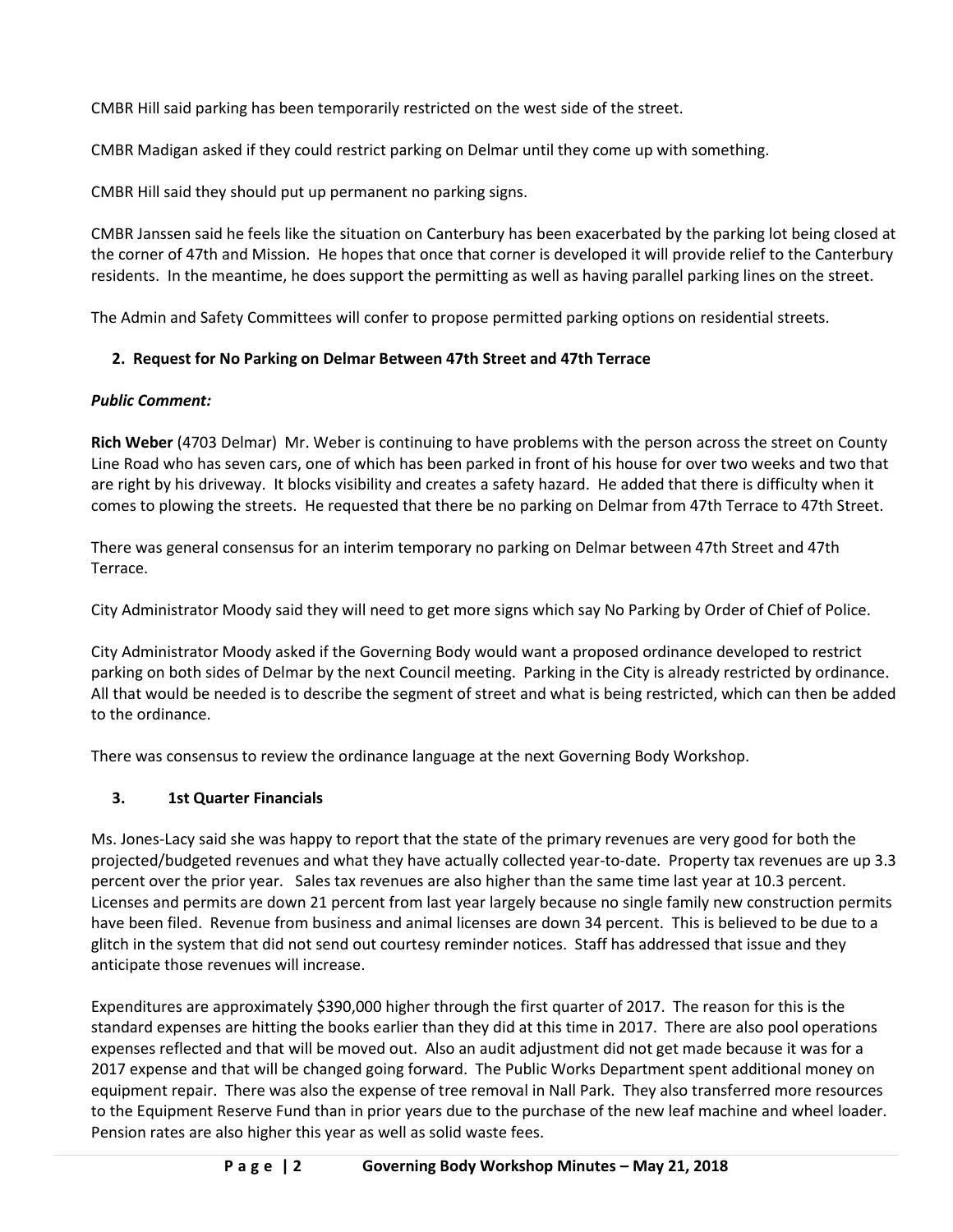CMBR Hill said parking has been temporarily restricted on the west side of the street.

CMBR Madigan asked if they could restrict parking on Delmar until they come up with something.

CMBR Hill said they should put up permanent no parking signs.

CMBR Janssen said he feels like the situation on Canterbury has been exacerbated by the parking lot being closed at the corner of 47th and Mission. He hopes that once that corner is developed it will provide relief to the Canterbury residents. In the meantime, he does support the permitting as well as having parallel parking lines on the street.

The Admin and Safety Committees will confer to propose permitted parking options on residential streets.

## 2. Request for No Parking on Delmar Between 47th Street and 47th Terrace

***Public Comment:***

**Rich Weber** (4703 Delmar) Mr. Weber is continuing to have problems with the person across the street on County Line Road who has seven cars, one of which has been parked in front of his house for over two weeks and two that are right by his driveway. It blocks visibility and creates a safety hazard. He added that there is difficulty when it comes to plowing the streets. He requested that there be no parking on Delmar from 47th Terrace to 47th Street.

There was general consensus for an interim temporary no parking on Delmar between 47th Street and 47th Terrace.

City Administrator Moody said they will need to get more signs which say No Parking by Order of Chief of Police.

City Administrator Moody asked if the Governing Body would want a proposed ordinance developed to restrict parking on both sides of Delmar by the next Council meeting. Parking in the City is already restricted by ordinance. All that would be needed is to describe the segment of street and what is being restricted, which can then be added to the ordinance.

There was consensus to review the ordinance language at the next Governing Body Workshop.

## 3. 1st Quarter Financials

Ms. Jones-Lacy said she was happy to report that the state of the primary revenues are very good for both the projected/budgeted revenues and what they have actually collected year-to-date. Property tax revenues are up 3.3 percent over the prior year. Sales tax revenues are also higher than the same time last year at 10.3 percent. Licenses and permits are down 21 percent from last year largely because no single family new construction permits have been filed. Revenue from business and animal licenses are down 34 percent. This is believed to be due to a glitch in the system that did not send out courtesy reminder notices. Staff has addressed that issue and they anticipate those revenues will increase.

Expenditures are approximately $390,000 higher through the first quarter of 2017. The reason for this is the standard expenses are hitting the books earlier than they did at this time in 2017. There are also pool operations expenses reflected and that will be moved out. Also an audit adjustment did not get made because it was for a 2017 expense and that will be changed going forward. The Public Works Department spent additional money on equipment repair. There was also the expense of tree removal in Nall Park. They also transferred more resources to the Equipment Reserve Fund than in prior years due to the purchase of the new leaf machine and wheel loader. Pension rates are also higher this year as well as solid waste fees.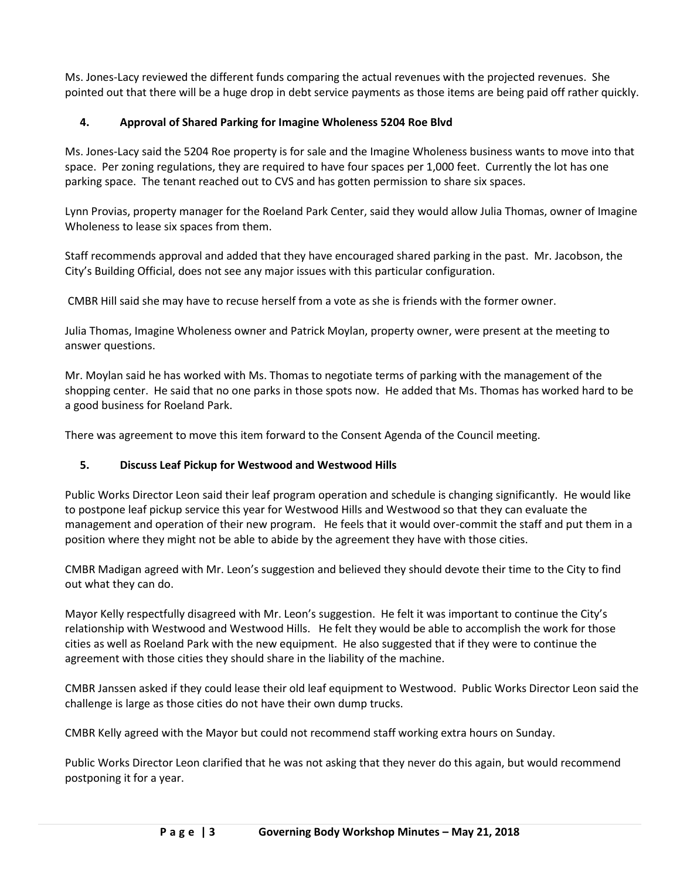Ms. Jones-Lacy reviewed the different funds comparing the actual revenues with the projected revenues. She pointed out that there will be a huge drop in debt service payments as those items are being paid off rather quickly.

### 4. Approval of Shared Parking for Imagine Wholeness 5204 Roe Blvd

Ms. Jones-Lacy said the 5204 Roe property is for sale and the Imagine Wholeness business wants to move into that space. Per zoning regulations, they are required to have four spaces per 1,000 feet. Currently the lot has one parking space. The tenant reached out to CVS and has gotten permission to share six spaces.

Lynn Provias, property manager for the Roeland Park Center, said they would allow Julia Thomas, owner of Imagine Wholeness to lease six spaces from them.

Staff recommends approval and added that they have encouraged shared parking in the past. Mr. Jacobson, the City's Building Official, does not see any major issues with this particular configuration.

CMBR Hill said she may have to recuse herself from a vote as she is friends with the former owner.

Julia Thomas, Imagine Wholeness owner and Patrick Moylan, property owner, were present at the meeting to answer questions.

Mr. Moylan said he has worked with Ms. Thomas to negotiate terms of parking with the management of the shopping center. He said that no one parks in those spots now. He added that Ms. Thomas has worked hard to be a good business for Roeland Park.

There was agreement to move this item forward to the Consent Agenda of the Council meeting.

### 5. Discuss Leaf Pickup for Westwood and Westwood Hills

Public Works Director Leon said their leaf program operation and schedule is changing significantly. He would like to postpone leaf pickup service this year for Westwood Hills and Westwood so that they can evaluate the management and operation of their new program. He feels that it would over-commit the staff and put them in a position where they might not be able to abide by the agreement they have with those cities.

CMBR Madigan agreed with Mr. Leon's suggestion and believed they should devote their time to the City to find out what they can do.

Mayor Kelly respectfully disagreed with Mr. Leon's suggestion. He felt it was important to continue the City's relationship with Westwood and Westwood Hills. He felt they would be able to accomplish the work for those cities as well as Roeland Park with the new equipment. He also suggested that if they were to continue the agreement with those cities they should share in the liability of the machine.

CMBR Janssen asked if they could lease their old leaf equipment to Westwood. Public Works Director Leon said the challenge is large as those cities do not have their own dump trucks.

CMBR Kelly agreed with the Mayor but could not recommend staff working extra hours on Sunday.

Public Works Director Leon clarified that he was not asking that they never do this again, but would recommend postponing it for a year.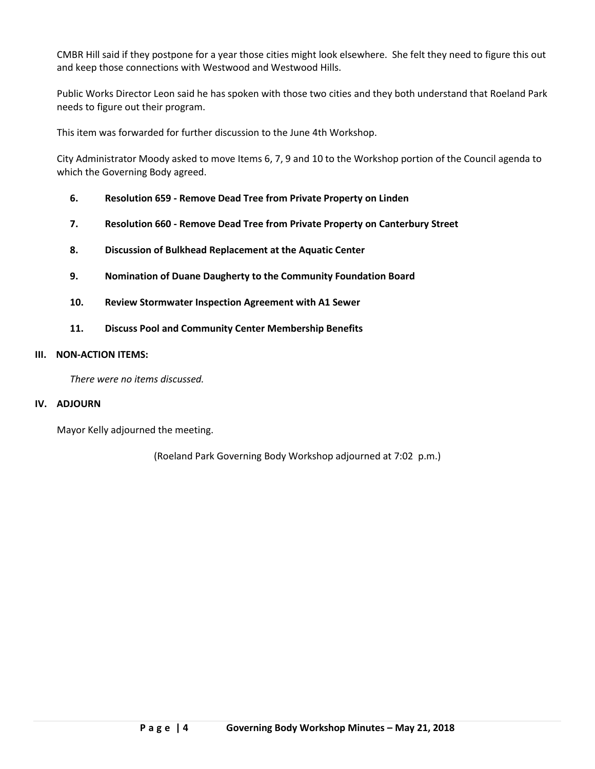CMBR Hill said if they postpone for a year those cities might look elsewhere. She felt they need to figure this out and keep those connections with Westwood and Westwood Hills.

Public Works Director Leon said he has spoken with those two cities and they both understand that Roeland Park needs to figure out their program.

This item was forwarded for further discussion to the June 4th Workshop.

City Administrator Moody asked to move Items 6, 7, 9 and 10 to the Workshop portion of the Council agenda to which the Governing Body agreed.

**6. Resolution 659 - Remove Dead Tree from Private Property on Linden**

**7. Resolution 660 - Remove Dead Tree from Private Property on Canterbury Street**

**8. Discussion of Bulkhead Replacement at the Aquatic Center**

**9. Nomination of Duane Daugherty to the Community Foundation Board**

**10. Review Stormwater Inspection Agreement with A1 Sewer**

**11. Discuss Pool and Community Center Membership Benefits**

## III. NON-ACTION ITEMS:

*There were no items discussed.*

## IV. ADJOURN

Mayor Kelly adjourned the meeting.

(Roeland Park Governing Body Workshop adjourned at 7:02 p.m.)